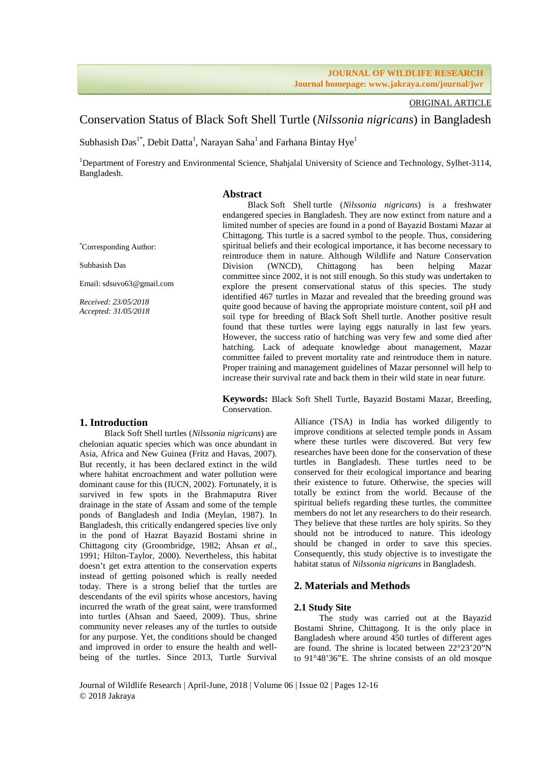ORIGINAL ARTICLE

# Conservation Status of Black Soft Shell Turtle (*Nilssonia nigricans*) in Bangladesh

Subhasish Das[1*], Debit Datta[1], Narayan Saha[1] and Farhana Bintay Hye[1]

[1]Department of Forestry and Environmental Science, Shahjalal University of Science and Technology, Sylhet-3114, Bangladesh.

*Corresponding Author:

Subhasish Das

Email: sdsuvo63@gmail.com

*Received: 23/05/2018*

*Accepted: 31/05/2018*

## Abstract

Black Soft Shell turtle (*Nilssonia nigricans*) is a freshwater endangered species in Bangladesh. They are now extinct from nature and a limited number of species are found in a pond of Bayazid Bostami Mazar at Chittagong. This turtle is a sacred symbol to the people. Thus, considering spiritual beliefs and their ecological importance, it has become necessary to reintroduce them in nature. Although Wildlife and Nature Conservation Division (WNCD), Chittagong has been helping Mazar committee since 2002, it is not still enough. So this study was undertaken to explore the present conservational status of this species. The study identified 467 turtles in Mazar and revealed that the breeding ground was quite good because of having the appropriate moisture content, soil pH and soil type for breeding of Black Soft Shell turtle. Another positive result found that these turtles were laying eggs naturally in last few years. However, the success ratio of hatching was very few and some died after hatching. Lack of adequate knowledge about management, Mazar committee failed to prevent mortality rate and reintroduce them in nature. Proper training and management guidelines of Mazar personnel will help to increase their survival rate and back them in their wild state in near future.

**Keywords:** Black Soft Shell Turtle, Bayazid Bostami Mazar, Breeding, Conservation.

## 1. Introduction

Black Soft Shell turtles (*Nilssonia nigricans*) are chelonian aquatic species which was once abundant in Asia, Africa and New Guinea (Fritz and Havas, 2007). But recently, it has been declared extinct in the wild where habitat encroachment and water pollution were dominant cause for this (IUCN, 2002). Fortunately, it is survived in few spots in the Brahmaputra River drainage in the state of Assam and some of the temple ponds of Bangladesh and India (Meylan, 1987). In Bangladesh, this critically endangered species live only in the pond of Hazrat Bayazid Bostami shrine in Chittagong city (Groombridge, 1982; Ahsan *et al.*, 1991; Hilton-Taylor, 2000). Nevertheless, this habitat doesn't get extra attention to the conservation experts instead of getting poisoned which is really needed today. There is a strong belief that the turtles are descendants of the evil spirits whose ancestors, having incurred the wrath of the great saint, were transformed into turtles (Ahsan and Saeed, 2009). Thus, shrine community never releases any of the turtles to outside for any purpose. Yet, the conditions should be changed and improved in order to ensure the health and well-being of the turtles. Since 2013, Turtle Survival Alliance (TSA) in India has worked diligently to improve conditions at selected temple ponds in Assam where these turtles were discovered. But very few researches have been done for the conservation of these turtles in Bangladesh. These turtles need to be conserved for their ecological importance and bearing their existence to future. Otherwise, the species will totally be extinct from the world. Because of the spiritual beliefs regarding these turtles, the committee members do not let any researchers to do their research. They believe that these turtles are holy spirits. So they should not be introduced to nature. This ideology should be changed in order to save this species. Consequently, this study objective is to investigate the habitat status of *Nilssonia nigricans* in Bangladesh.

## 2. Materials and Methods

### 2.1 Study Site

The study was carried out at the Bayazid Bostami Shrine, Chittagong. It is the only place in Bangladesh where around 450 turtles of different ages are found. The shrine is located between 22°23'20"N to 91°48'36"E. The shrine consists of an old mosque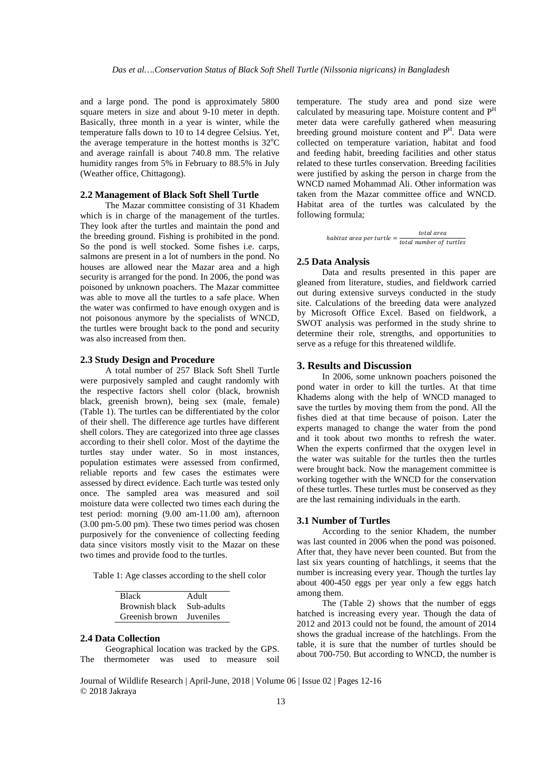and a large pond. The pond is approximately 5800 square meters in size and about 9-10 meter in depth. Basically, three month in a year is winter, while the temperature falls down to 10 to 14 degree Celsius. Yet, the average temperature in the hottest months is 32°C and average rainfall is about 740.8 mm. The relative humidity ranges from 5% in February to 88.5% in July (Weather office, Chittagong).

### 2.2 Management of Black Soft Shell Turtle

The Mazar committee consisting of 31 Khadem which is in charge of the management of the turtles. They look after the turtles and maintain the pond and the breeding ground. Fishing is prohibited in the pond. So the pond is well stocked. Some fishes i.e. carps, salmons are present in a lot of numbers in the pond. No houses are allowed near the Mazar area and a high security is arranged for the pond. In 2006, the pond was poisoned by unknown poachers. The Mazar committee was able to move all the turtles to a safe place. When the water was confirmed to have enough oxygen and is not poisonous anymore by the specialists of WNCD, the turtles were brought back to the pond and security was also increased from then.

### 2.3 Study Design and Procedure

A total number of 257 Black Soft Shell Turtle were purposively sampled and caught randomly with the respective factors shell color (black, brownish black, greenish brown), being sex (male, female) (Table 1). The turtles can be differentiated by the color of their shell. The difference age turtles have different shell colors. They are categorized into three age classes according to their shell color. Most of the daytime the turtles stay under water. So in most instances, population estimates were assessed from confirmed, reliable reports and few cases the estimates were assessed by direct evidence. Each turtle was tested only once. The sampled area was measured and soil moisture data were collected two times each during the test period: morning (9.00 am-11.00 am), afternoon (3.00 pm-5.00 pm). These two times period was chosen purposively for the convenience of collecting feeding data since visitors mostly visit to the Mazar on these two times and provide food to the turtles.

Table 1: Age classes according to the shell color

| Black | Adult |
|---|---|
| Brownish black | Sub-adults |
| Greenish brown | Juveniles |

### 2.4 Data Collection

Geographical location was tracked by the GPS. The thermometer was used to measure soil temperature. The study area and pond size were calculated by measuring tape. Moisture content and $P^H$ meter data were carefully gathered when measuring breeding ground moisture content and $P^H$. Data were collected on temperature variation, habitat and food and feeding habit, breeding facilities and other status related to these turtles conservation. Breeding facilities were justified by asking the person in charge from the WNCD named Mohammad Ali. Other information was taken from the Mazar committee office and WNCD. Habitat area of the turtles was calculated by the following formula;

$$habitat\ area\ per\ turtle = \frac{total\ area}{total\ number\ of\ turtles}$$

### 2.5 Data Analysis

Data and results presented in this paper are gleaned from literature, studies, and fieldwork carried out during extensive surveys conducted in the study site. Calculations of the breeding data were analyzed by Microsoft Office Excel. Based on fieldwork, a SWOT analysis was performed in the study shrine to determine their role, strengths, and opportunities to serve as a refuge for this threatened wildlife.

## 3. Results and Discussion

In 2006, some unknown poachers poisoned the pond water in order to kill the turtles. At that time Khadems along with the help of WNCD managed to save the turtles by moving them from the pond. All the fishes died at that time because of poison. Later the experts managed to change the water from the pond and it took about two months to refresh the water. When the experts confirmed that the oxygen level in the water was suitable for the turtles then the turtles were brought back. Now the management committee is working together with the WNCD for the conservation of these turtles. These turtles must be conserved as they are the last remaining individuals in the earth.

### 3.1 Number of Turtles

According to the senior Khadem, the number was last counted in 2006 when the pond was poisoned. After that, they have never been counted. But from the last six years counting of hatchlings, it seems that the number is increasing every year. Though the turtles lay about 400-450 eggs per year only a few eggs hatch among them.

The (Table 2) shows that the number of eggs hatched is increasing every year. Though the data of 2012 and 2013 could not be found, the amount of 2014 shows the gradual increase of the hatchlings. From the table, it is sure that the number of turtles should be about 700-750. But according to WNCD, the number is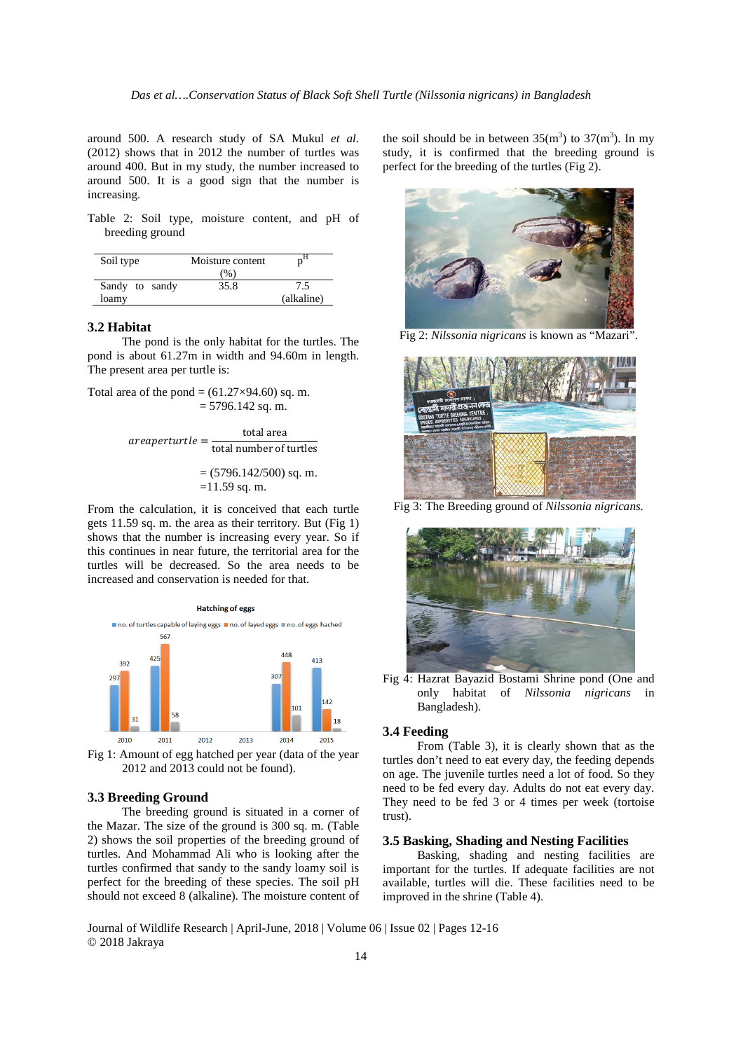around 500. A research study of SA Mukul *et al.* (2012) shows that in 2012 the number of turtles was around 400. But in my study, the number increased to around 500. It is a good sign that the number is increasing.

Table 2: Soil type, moisture content, and pH of breeding ground

| Soil type | Moisture content (%) | p$^H$ |
|---|---|---|
| Sandy to sandy loamy | 35.8 | 7.5 (alkaline) |

### 3.2 Habitat

The pond is the only habitat for the turtles. The pond is about 61.27m in width and 94.60m in length. The present area per turtle is:

Total area of the pond = (61.27×94.60) sq. m.
= 5796.142 sq. m.

$$areaperturtle = \frac{\text{total area}}{\text{total number of turtles}}$$

= (5796.142/500) sq. m.
=11.59 sq. m.

From the calculation, it is conceived that each turtle gets 11.59 sq. m. the area as their territory. But (Fig 1) shows that the number is increasing every year. So if this continues in near future, the territorial area for the turtles will be decreased. So the area needs to be increased and conservation is needed for that.

Fig 1: Amount of egg hatched per year (data of the year 2012 and 2013 could not be found).

### 3.3 Breeding Ground

The breeding ground is situated in a corner of the Mazar. The size of the ground is 300 sq. m. (Table 2) shows the soil properties of the breeding ground of turtles. And Mohammad Ali who is looking after the turtles confirmed that sandy to the sandy loamy soil is perfect for the breeding of these species. The soil pH should not exceed 8 (alkaline). The moisture content of the soil should be in between 35($m^3$) to 37($m^3$). In my study, it is confirmed that the breeding ground is perfect for the breeding of the turtles (Fig 2).

Fig 2: *Nilssonia nigricans* is known as "Mazari".

Fig 3: The Breeding ground of *Nilssonia nigricans*.

Fig 4: Hazrat Bayazid Bostami Shrine pond (One and only habitat of *Nilssonia nigricans* in Bangladesh).

### 3.4 Feeding

From (Table 3), it is clearly shown that as the turtles don't need to eat every day, the feeding depends on age. The juvenile turtles need a lot of food. So they need to be fed every day. Adults do not eat every day. They need to be fed 3 or 4 times per week (tortoise trust).

### 3.5 Basking, Shading and Nesting Facilities

Basking, shading and nesting facilities are important for the turtles. If adequate facilities are not available, turtles will die. These facilities need to be improved in the shrine (Table 4).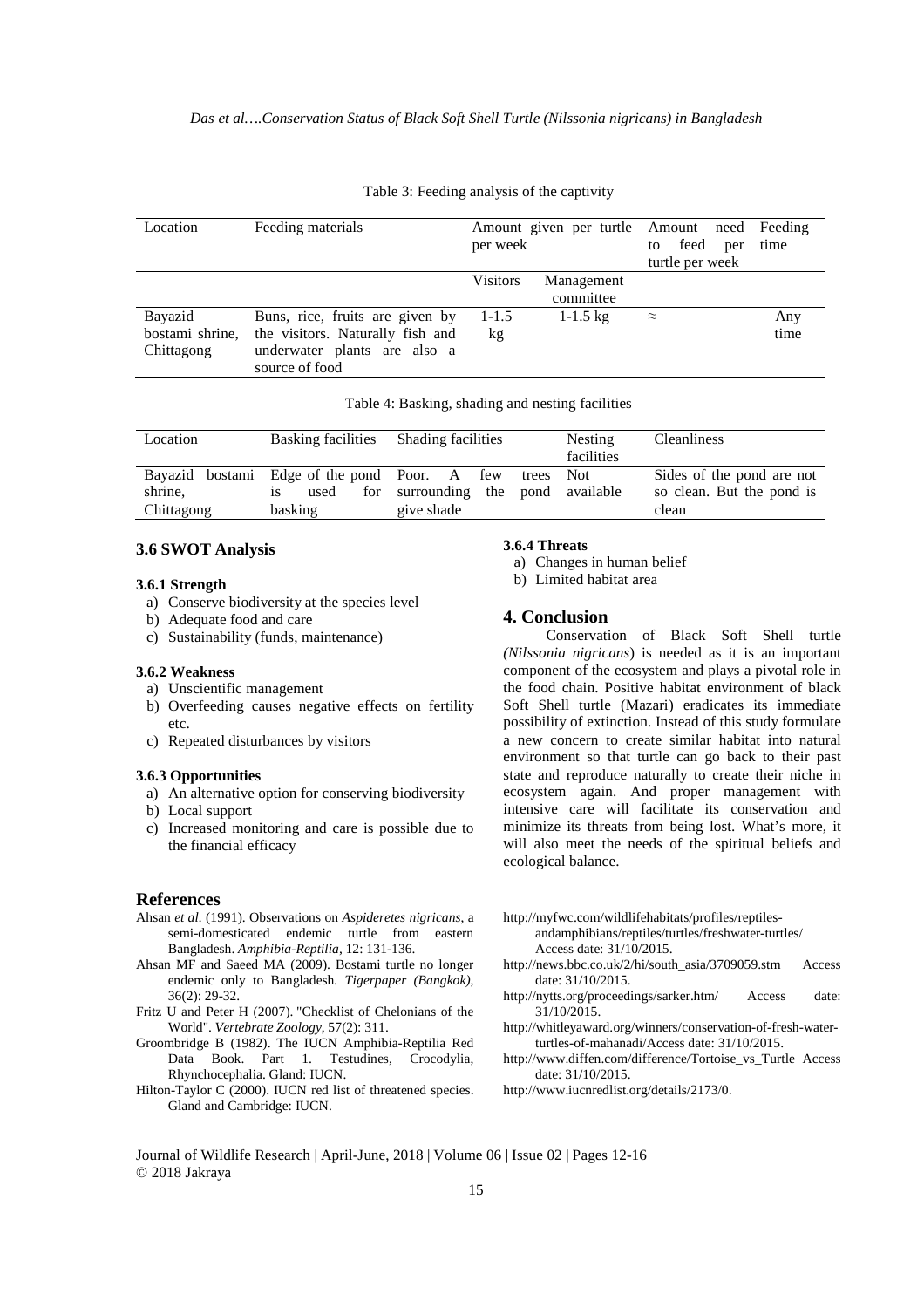Table 3: Feeding analysis of the captivity

| Location | Feeding materials | Amount given per turtle per week | | Amount need to feed per turtle per week | Feeding time |
|---|---|---|---|---|---|
| | | Visitors | Management committee | | |
| Bayazid bostami shrine, Chittagong | Buns, rice, fruits are given by the visitors. Naturally fish and underwater plants are also a source of food | 1-1.5 kg | 1-1.5 kg | ≈ | Any time |

Table 4: Basking, shading and nesting facilities

| Location | Basking facilities | Shading facilities | Nesting facilities | Cleanliness |
|---|---|---|---|---|
| Bayazid bostami shrine, Chittagong | Edge of the pond is used for basking | Poor. A few trees surrounding the pond give shade | Not available | Sides of the pond are not so clean. But the pond is clean |

## 3.6 SWOT Analysis

### 3.6.1 Strength

a) Conserve biodiversity at the species level
b) Adequate food and care
c) Sustainability (funds, maintenance)

### 3.6.2 Weakness

a) Unscientific management
b) Overfeeding causes negative effects on fertility etc.
c) Repeated disturbances by visitors

### 3.6.3 Opportunities

a) An alternative option for conserving biodiversity
b) Local support
c) Increased monitoring and care is possible due to the financial efficacy

### 3.6.4 Threats

a) Changes in human belief
b) Limited habitat area

## 4. Conclusion

Conservation of Black Soft Shell turtle *(Nilssonia nigricans*) is needed as it is an important component of the ecosystem and plays a pivotal role in the food chain. Positive habitat environment of black Soft Shell turtle (Mazari) eradicates its immediate possibility of extinction. Instead of this study formulate a new concern to create similar habitat into natural environment so that turtle can go back to their past state and reproduce naturally to create their niche in ecosystem again. And proper management with intensive care will facilitate its conservation and minimize its threats from being lost. What's more, it will also meet the needs of the spiritual beliefs and ecological balance.

## References

Ahsan *et al.* (1991). Observations on *Aspideretes nigricans*, a semi-domesticated endemic turtle from eastern Bangladesh. *Amphibia-Reptilia*, 12: 131-136.

Ahsan MF and Saeed MA (2009). Bostami turtle no longer endemic only to Bangladesh. *Tigerpaper (Bangkok)*, 36(2): 29-32.

Fritz U and Peter H (2007). "Checklist of Chelonians of the World". *Vertebrate Zoology*, 57(2): 311.

Groombridge B (1982). The IUCN Amphibia-Reptilia Red Data Book. Part 1. Testudines, Crocodylia, Rhynchocephalia. Gland: IUCN.

Hilton-Taylor C (2000). IUCN red list of threatened species. Gland and Cambridge: IUCN.

http://myfwc.com/wildlifehabitats/profiles/reptiles-andamphibians/reptiles/turtles/freshwater-turtles/ Access date: 31/10/2015.

http://news.bbc.co.uk/2/hi/south_asia/3709059.stm Access date: 31/10/2015.

http://nytts.org/proceedings/sarker.htm/ Access date: 31/10/2015.

http://whitleyaward.org/winners/conservation-of-fresh-water-turtles-of-mahanadi/Access date: 31/10/2015.

http://www.diffen.com/difference/Tortoise_vs_Turtle Access date: 31/10/2015.

http://www.iucnredlist.org/details/2173/0.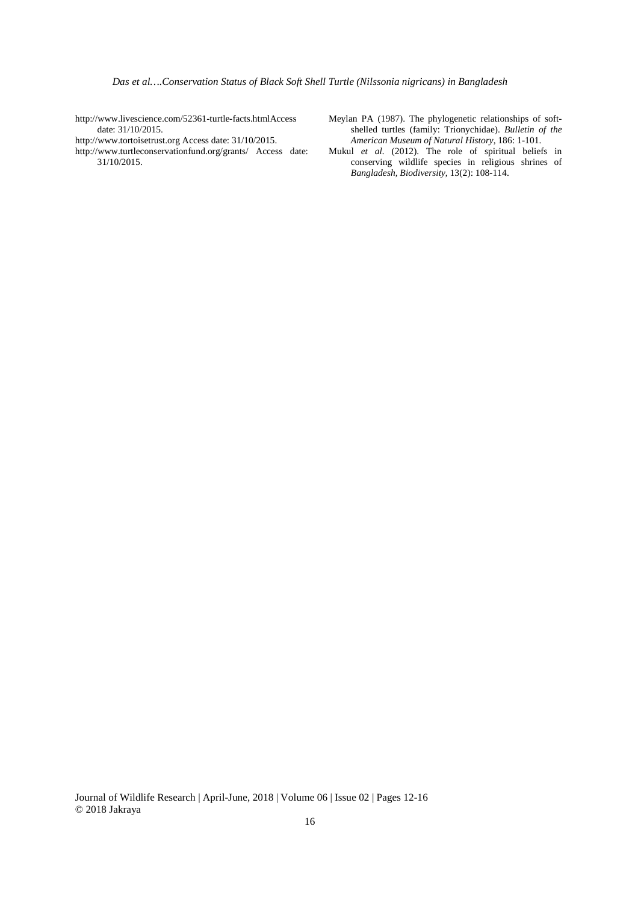http://www.livescience.com/52361-turtle-facts.htmlAccess date: 31/10/2015.

http://www.tortoisetrust.org Access date: 31/10/2015.

http://www.turtleconservationfund.org/grants/ Access date: 31/10/2015.

Meylan PA (1987). The phylogenetic relationships of soft-shelled turtles (family: Trionychidae). *Bulletin of the American Museum of Natural History*, 186: 1-101.

Mukul *et al.* (2012). The role of spiritual beliefs in conserving wildlife species in religious shrines of *Bangladesh, Biodiversity*, 13(2): 108-114.